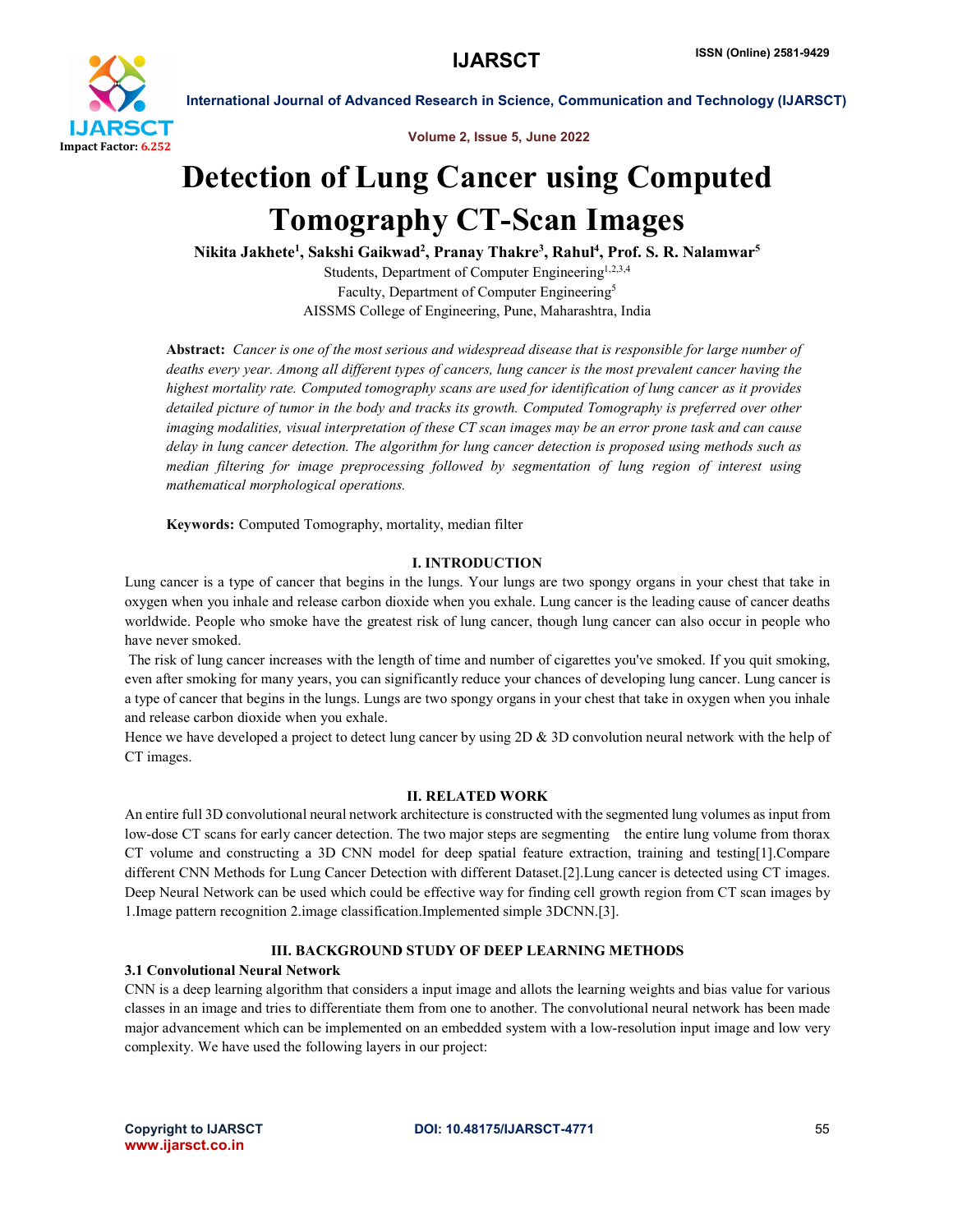# Detection of Lung Cancer using Computed Tomography CT-Scan Images

**Nikita Jakhete[1], Sakshi Gaikwad[2], Pranay Thakre[3], Rahul[4], Prof. S. R. Nalamwar[5]**

Students, Department of Computer Engineering[1,2,3,4]

Faculty, Department of Computer Engineering[5]

AISSMS College of Engineering, Pune, Maharashtra, India

**Abstract:** *Cancer is one of the most serious and widespread disease that is responsible for large number of deaths every year. Among all different types of cancers, lung cancer is the most prevalent cancer having the highest mortality rate. Computed tomography scans are used for identification of lung cancer as it provides detailed picture of tumor in the body and tracks its growth. Computed Tomography is preferred over other imaging modalities, visual interpretation of these CT scan images may be an error prone task and can cause delay in lung cancer detection. The algorithm for lung cancer detection is proposed using methods such as median filtering for image preprocessing followed by segmentation of lung region of interest using mathematical morphological operations.*

**Keywords:** Computed Tomography, mortality, median filter

## I. INTRODUCTION

Lung cancer is a type of cancer that begins in the lungs. Your lungs are two spongy organs in your chest that take in oxygen when you inhale and release carbon dioxide when you exhale. Lung cancer is the leading cause of cancer deaths worldwide. People who smoke have the greatest risk of lung cancer, though lung cancer can also occur in people who have never smoked.

The risk of lung cancer increases with the length of time and number of cigarettes you've smoked. If you quit smoking, even after smoking for many years, you can significantly reduce your chances of developing lung cancer. Lung cancer is a type of cancer that begins in the lungs. Lungs are two spongy organs in your chest that take in oxygen when you inhale and release carbon dioxide when you exhale.

Hence we have developed a project to detect lung cancer by using 2D & 3D convolution neural network with the help of CT images.

## II. RELATED WORK

An entire full 3D convolutional neural network architecture is constructed with the segmented lung volumes as input from low-dose CT scans for early cancer detection. The two major steps are segmenting the entire lung volume from thorax CT volume and constructing a 3D CNN model for deep spatial feature extraction, training and testing[1].Compare different CNN Methods for Lung Cancer Detection with different Dataset.[2].Lung cancer is detected using CT images. Deep Neural Network can be used which could be effective way for finding cell growth region from CT scan images by 1.Image pattern recognition 2.image classification.Implemented simple 3DCNN.[3].

## III. BACKGROUND STUDY OF DEEP LEARNING METHODS

### 3.1 Convolutional Neural Network

CNN is a deep learning algorithm that considers a input image and allots the learning weights and bias value for various classes in an image and tries to differentiate them from one to another. The convolutional neural network has been made major advancement which can be implemented on an embedded system with a low-resolution input image and low very complexity. We have used the following layers in our project: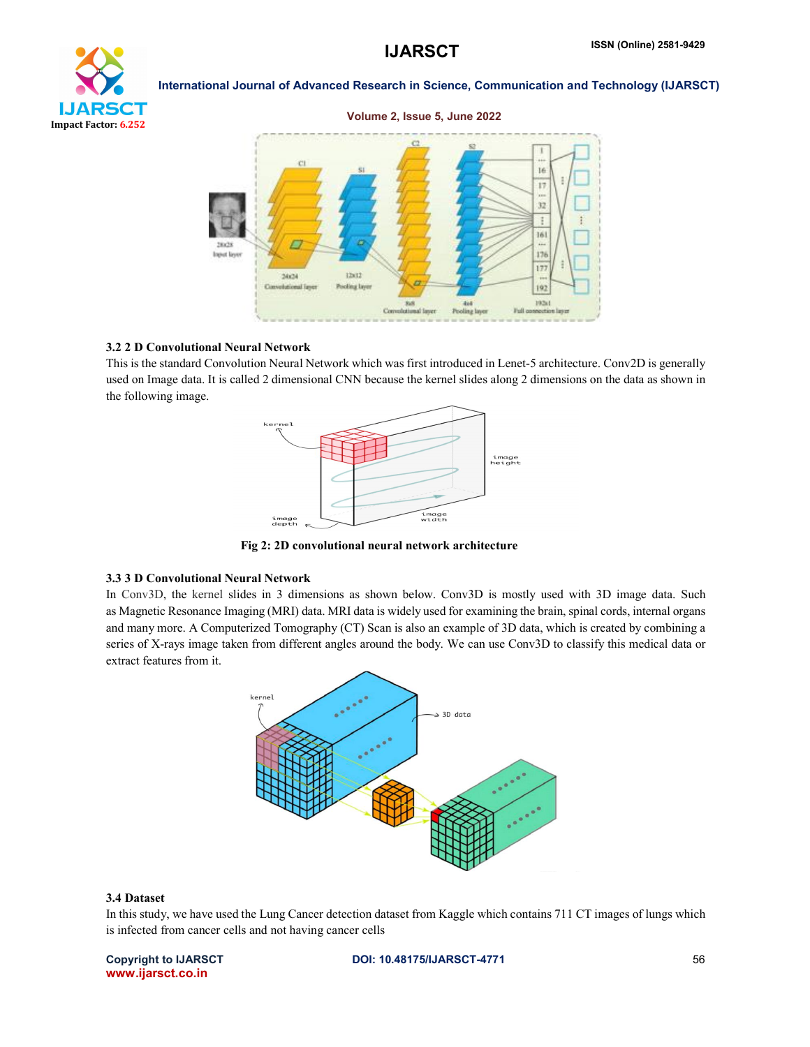### 3.2 2 D Convolutional Neural Network

This is the standard Convolution Neural Network which was first introduced in Lenet-5 architecture. Conv2D is generally used on Image data. It is called 2 dimensional CNN because the kernel slides along 2 dimensions on the data as shown in the following image.

Fig 2: 2D convolutional neural network architecture

### 3.3 3 D Convolutional Neural Network

In Conv3D, the kernel slides in 3 dimensions as shown below. Conv3D is mostly used with 3D image data. Such as Magnetic Resonance Imaging (MRI) data. MRI data is widely used for examining the brain, spinal cords, internal organs and many more. A Computerized Tomography (CT) Scan is also an example of 3D data, which is created by combining a series of X-rays image taken from different angles around the body. We can use Conv3D to classify this medical data or extract features from it.

### 3.4 Dataset

In this study, we have used the Lung Cancer detection dataset from Kaggle which contains 711 CT images of lungs which is infected from cancer cells and not having cancer cells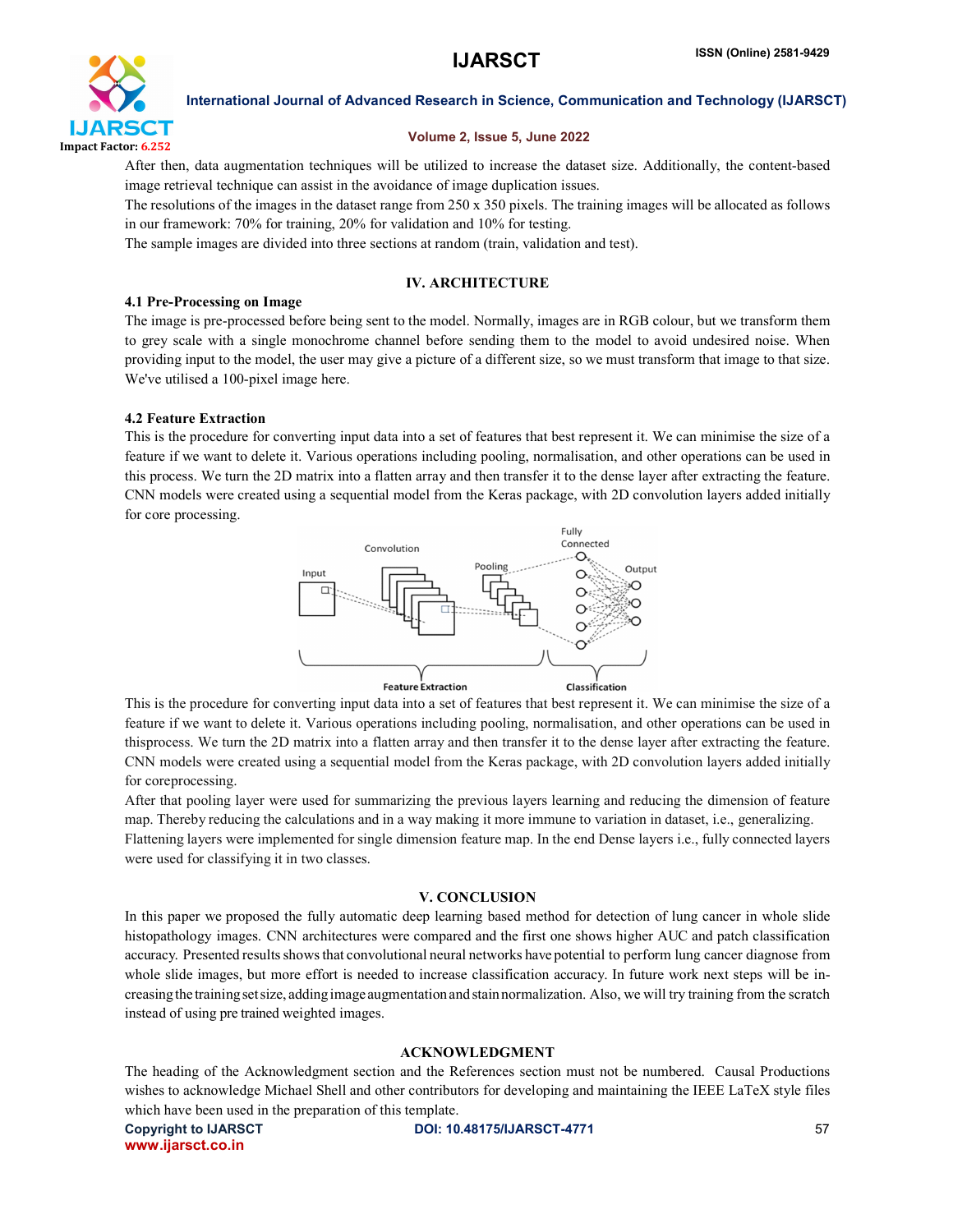After then, data augmentation techniques will be utilized to increase the dataset size. Additionally, the content-based image retrieval technique can assist in the avoidance of image duplication issues.

The resolutions of the images in the dataset range from 250 x 350 pixels. The training images will be allocated as follows in our framework: 70% for training, 20% for validation and 10% for testing.

The sample images are divided into three sections at random (train, validation and test).

## IV. ARCHITECTURE

### 4.1 Pre-Processing on Image

The image is pre-processed before being sent to the model. Normally, images are in RGB colour, but we transform them to grey scale with a single monochrome channel before sending them to the model to avoid undesired noise. When providing input to the model, the user may give a picture of a different size, so we must transform that image to that size. We've utilised a 100-pixel image here.

### 4.2 Feature Extraction

This is the procedure for converting input data into a set of features that best represent it. We can minimise the size of a feature if we want to delete it. Various operations including pooling, normalisation, and other operations can be used in this process. We turn the 2D matrix into a flatten array and then transfer it to the dense layer after extracting the feature. CNN models were created using a sequential model from the Keras package, with 2D convolution layers added initially for core processing.

This is the procedure for converting input data into a set of features that best represent it. We can minimise the size of a feature if we want to delete it. Various operations including pooling, normalisation, and other operations can be used in thisprocess. We turn the 2D matrix into a flatten array and then transfer it to the dense layer after extracting the feature. CNN models were created using a sequential model from the Keras package, with 2D convolution layers added initially for coreprocessing.

After that pooling layer were used for summarizing the previous layers learning and reducing the dimension of feature map. Thereby reducing the calculations and in a way making it more immune to variation in dataset, i.e., generalizing.

Flattening layers were implemented for single dimension feature map. In the end Dense layers i.e., fully connected layers were used for classifying it in two classes.

## V. CONCLUSION

In this paper we proposed the fully automatic deep learning based method for detection of lung cancer in whole slide histopathology images. CNN architectures were compared and the first one shows higher AUC and patch classification accuracy. Presented results shows that convolutional neural networks have potential to perform lung cancer diagnose from whole slide images, but more effort is needed to increase classification accuracy. In future work next steps will be increasing the training set size, adding image augmentation and stain normalization. Also, we will try training from the scratch instead of using pre trained weighted images.

## ACKNOWLEDGMENT

The heading of the Acknowledgment section and the References section must not be numbered. Causal Productions wishes to acknowledge Michael Shell and other contributors for developing and maintaining the IEEE LaTeX style files which have been used in the preparation of this template.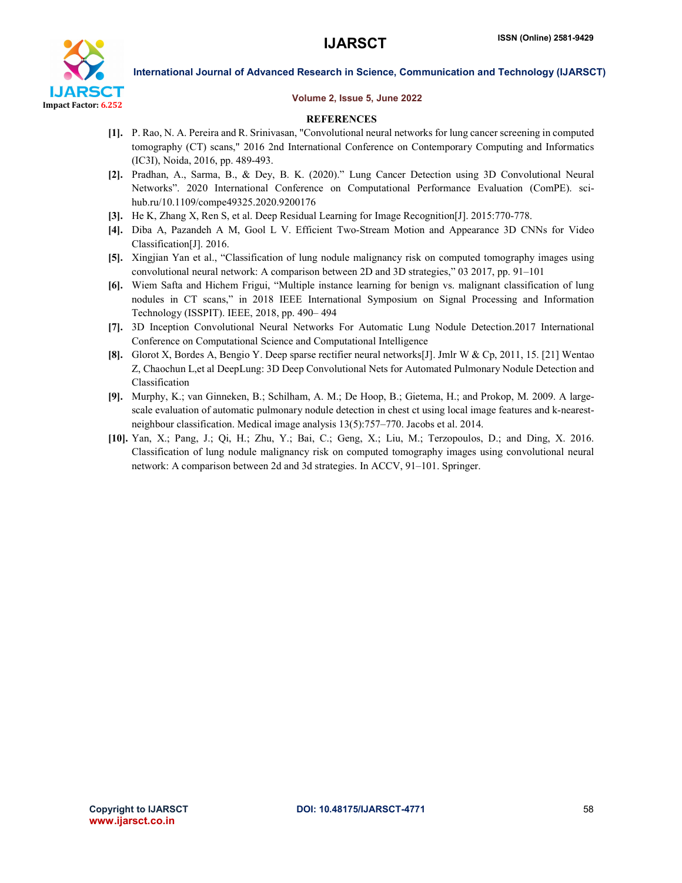## REFERENCES

[1]. P. Rao, N. A. Pereira and R. Srinivasan, "Convolutional neural networks for lung cancer screening in computed tomography (CT) scans," 2016 2nd International Conference on Contemporary Computing and Informatics (IC3I), Noida, 2016, pp. 489-493.

[2]. Pradhan, A., Sarma, B., & Dey, B. K. (2020).” Lung Cancer Detection using 3D Convolutional Neural Networks”. 2020 International Conference on Computational Performance Evaluation (ComPE). sci-hub.ru/10.1109/compe49325.2020.9200176

[3]. He K, Zhang X, Ren S, et al. Deep Residual Learning for Image Recognition[J]. 2015:770-778.

[4]. Diba A, Pazandeh A M, Gool L V. Efficient Two-Stream Motion and Appearance 3D CNNs for Video Classification[J]. 2016.

[5]. Xingjian Yan et al., “Classification of lung nodule malignancy risk on computed tomography images using convolutional neural network: A comparison between 2D and 3D strategies,” 03 2017, pp. 91–101

[6]. Wiem Safta and Hichem Frigui, “Multiple instance learning for benign vs. malignant classification of lung nodules in CT scans,” in 2018 IEEE International Symposium on Signal Processing and Information Technology (ISSPIT). IEEE, 2018, pp. 490– 494

[7]. 3D Inception Convolutional Neural Networks For Automatic Lung Nodule Detection.2017 International Conference on Computational Science and Computational Intelligence

[8]. Glorot X, Bordes A, Bengio Y. Deep sparse rectifier neural networks[J]. Jmlr W & Cp, 2011, 15. [21] Wentao Z, Chaochun L,et al DeepLung: 3D Deep Convolutional Nets for Automated Pulmonary Nodule Detection and Classification

[9]. Murphy, K.; van Ginneken, B.; Schilham, A. M.; De Hoop, B.; Gietema, H.; and Prokop, M. 2009. A large-scale evaluation of automatic pulmonary nodule detection in chest ct using local image features and k-nearest-neighbour classification. Medical image analysis 13(5):757–770. Jacobs et al. 2014.

[10]. Yan, X.; Pang, J.; Qi, H.; Zhu, Y.; Bai, C.; Geng, X.; Liu, M.; Terzopoulos, D.; and Ding, X. 2016. Classification of lung nodule malignancy risk on computed tomography images using convolutional neural network: A comparison between 2d and 3d strategies. In ACCV, 91–101. Springer.